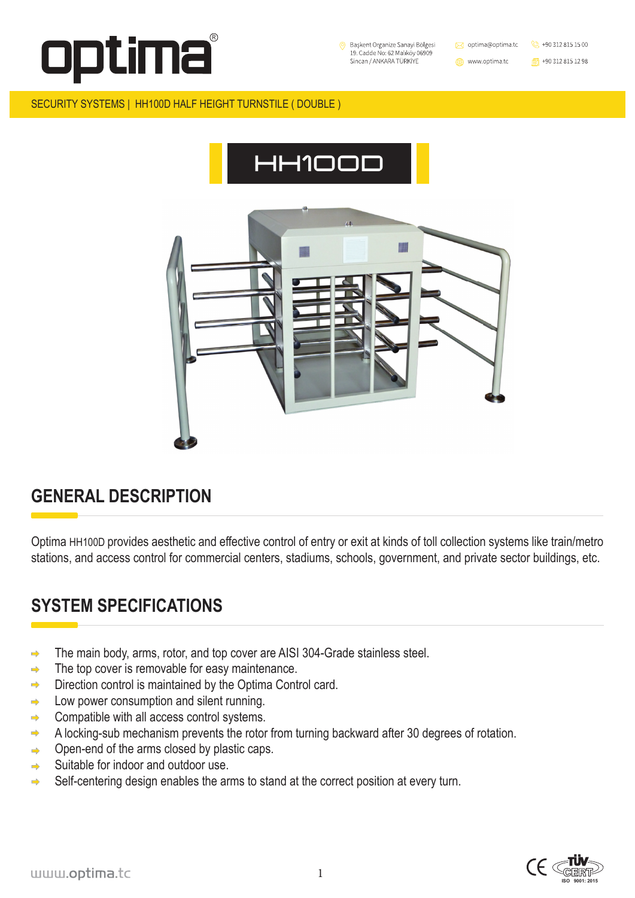# optima®

Başkent Organize Sanayi Bölgesi
19. Cadde No: 62 Malıköy 06909
Sincan / ANKARA TÜRKİYE

optima@optima.tc
www.optima.tc

+90 312 815 15 00
+90 312 815 12 98

SECURITY SYSTEMS | HH100D HALF HEIGHT TURNSTILE ( DOUBLE )

# HH100D

## GENERAL DESCRIPTION

Optima HH100D provides aesthetic and effective control of entry or exit at kinds of toll collection systems like train/metro stations, and access control for commercial centers, stadiums, schools, government, and private sector buildings, etc.

## SYSTEM SPECIFICATIONS

- The main body, arms, rotor, and top cover are AISI 304-Grade stainless steel.
- The top cover is removable for easy maintenance.
- Direction control is maintained by the Optima Control card.
- Low power consumption and silent running.
- Compatible with all access control systems.
- A locking-sub mechanism prevents the rotor from turning backward after 30 degrees of rotation.
- Open-end of the arms closed by plastic caps.
- Suitable for indoor and outdoor use.
- Self-centering design enables the arms to stand at the correct position at every turn.

www.optima.tc

CE TÜV CERT ISO 9001: 2015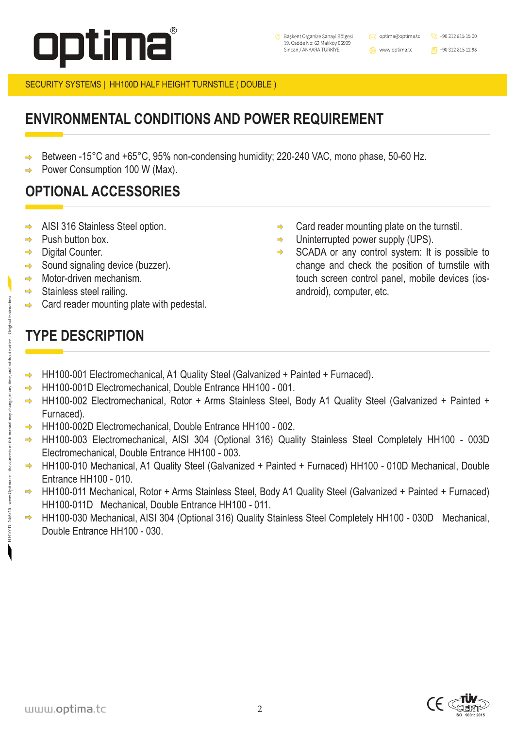## ENVIRONMENTAL CONDITIONS AND POWER REQUIREMENT

- Between -15°C and +65°C, 95% non-condensing humidity; 220-240 VAC, mono phase, 50-60 Hz.
- Power Consumption 100 W (Max).

## OPTIONAL ACCESSORIES

- AISI 316 Stainless Steel option.
- Push button box.
- Digital Counter.
- Sound signaling device (buzzer).
- Motor-driven mechanism.
- Stainless steel railing.
- Card reader mounting plate with pedestal.
- Card reader mounting plate on the turnstil.
- Uninterrupted power supply (UPS).
- SCADA or any control system: It is possible to change and check the position of turnstile with touch screen control panel, mobile devices (ios-android), computer, etc.

## TYPE DESCRIPTION

- HH100-001 Electromechanical, A1 Quality Steel (Galvanized + Painted + Furnaced).
- HH100-001D Electromechanical, Double Entrance HH100 - 001.
- HH100-002 Electromechanical, Rotor + Arms Stainless Steel, Body A1 Quality Steel (Galvanized + Painted + Furnaced).
- HH100-002D Electromechanical, Double Entrance HH100 - 002.
- HH100-003 Electromechanical, AISI 304 (Optional 316) Quality Stainless Steel Completely HH100 - 003D Electromechanical, Double Entrance HH100 - 003.
- HH100-010 Mechanical, A1 Quality Steel (Galvanized + Painted + Furnaced) HH100 - 010D Mechanical, Double Entrance HH100 - 010.
- HH100-011 Mechanical, Rotor + Arms Stainless Steel, Body A1 Quality Steel (Galvanized + Painted + Furnaced) HH100-011D Mechanical, Double Entrance HH100 - 011.
- HH100-030 Mechanical, AISI 304 (Optional 316) Quality Stainless Steel Completely HH100 - 030D Mechanical, Double Entrance HH100 - 030.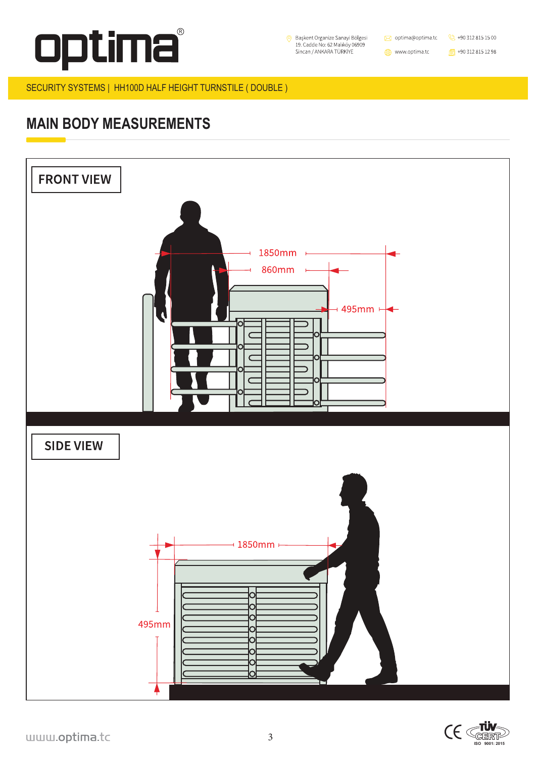SECURITY SYSTEMS | HH100D HALF HEIGHT TURNSTILE ( DOUBLE )

## MAIN BODY MEASUREMENTS

FRONT VIEW

1850mm

860mm

495mm

SIDE VIEW

1850mm

495mm